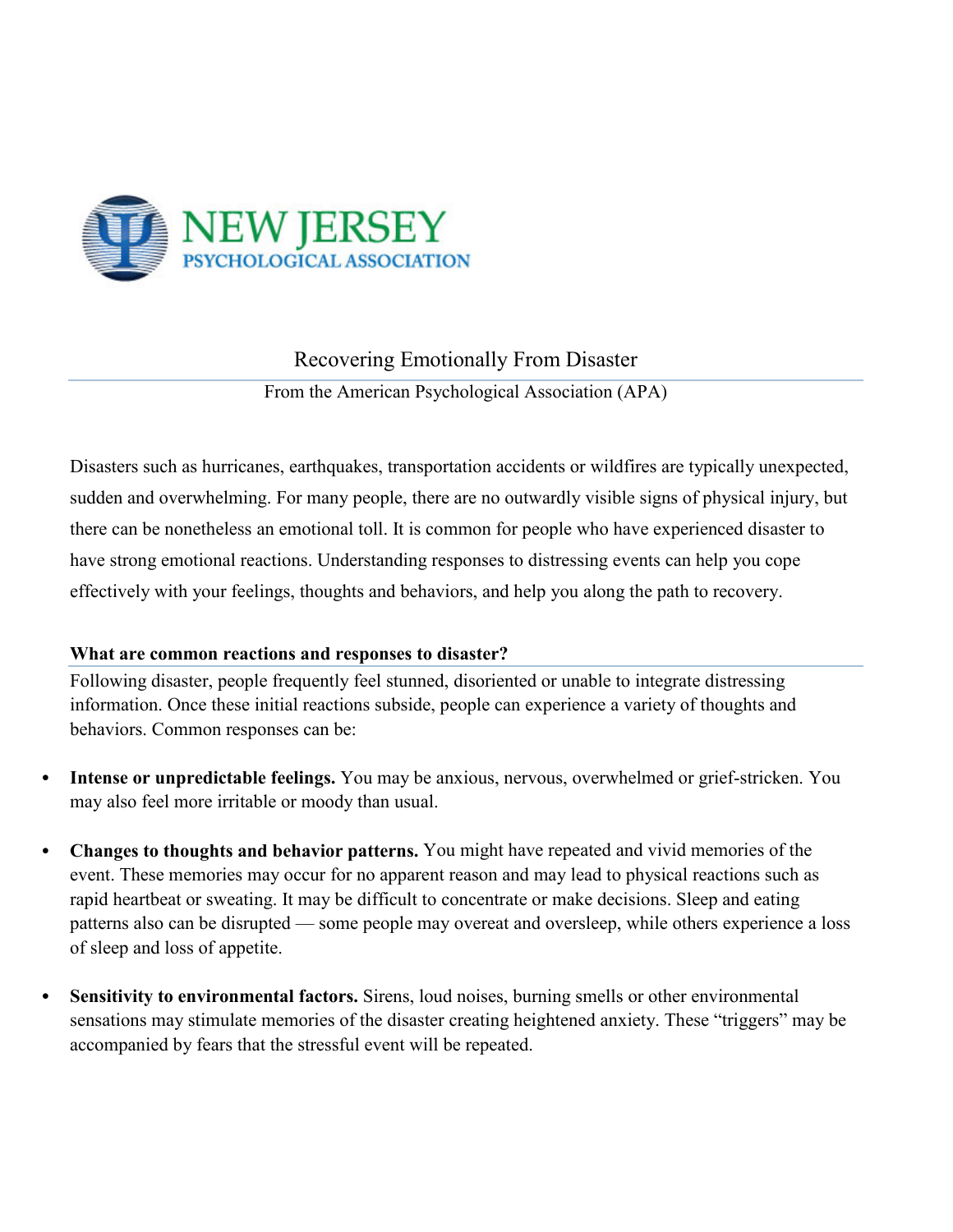NEW JERSEY
PSYCHOLOGICAL ASSOCIATION

# Recovering Emotionally From Disaster

From the American Psychological Association (APA)

Disasters such as hurricanes, earthquakes, transportation accidents or wildfires are typically unexpected, sudden and overwhelming. For many people, there are no outwardly visible signs of physical injury, but there can be nonetheless an emotional toll. It is common for people who have experienced disaster to have strong emotional reactions. Understanding responses to distressing events can help you cope effectively with your feelings, thoughts and behaviors, and help you along the path to recovery.

## What are common reactions and responses to disaster?

Following disaster, people frequently feel stunned, disoriented or unable to integrate distressing information. Once these initial reactions subside, people can experience a variety of thoughts and behaviors. Common responses can be:

- **Intense or unpredictable feelings.** You may be anxious, nervous, overwhelmed or grief-stricken. You may also feel more irritable or moody than usual.

- **Changes to thoughts and behavior patterns.** You might have repeated and vivid memories of the event. These memories may occur for no apparent reason and may lead to physical reactions such as rapid heartbeat or sweating. It may be difficult to concentrate or make decisions. Sleep and eating patterns also can be disrupted — some people may overeat and oversleep, while others experience a loss of sleep and loss of appetite.

- **Sensitivity to environmental factors.** Sirens, loud noises, burning smells or other environmental sensations may stimulate memories of the disaster creating heightened anxiety. These "triggers" may be accompanied by fears that the stressful event will be repeated.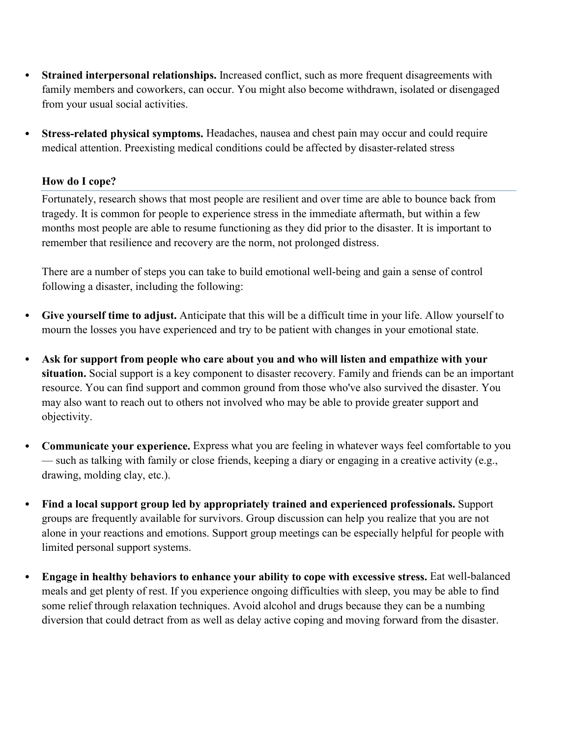- **Strained interpersonal relationships.** Increased conflict, such as more frequent disagreements with family members and coworkers, can occur. You might also become withdrawn, isolated or disengaged from your usual social activities.

- **Stress-related physical symptoms.** Headaches, nausea and chest pain may occur and could require medical attention. Preexisting medical conditions could be affected by disaster-related stress

### How do I cope?

Fortunately, research shows that most people are resilient and over time are able to bounce back from tragedy. It is common for people to experience stress in the immediate aftermath, but within a few months most people are able to resume functioning as they did prior to the disaster. It is important to remember that resilience and recovery are the norm, not prolonged distress.

There are a number of steps you can take to build emotional well-being and gain a sense of control following a disaster, including the following:

- **Give yourself time to adjust.** Anticipate that this will be a difficult time in your life. Allow yourself to mourn the losses you have experienced and try to be patient with changes in your emotional state.

- **Ask for support from people who care about you and who will listen and empathize with your situation.** Social support is a key component to disaster recovery. Family and friends can be an important resource. You can find support and common ground from those who've also survived the disaster. You may also want to reach out to others not involved who may be able to provide greater support and objectivity.

- **Communicate your experience.** Express what you are feeling in whatever ways feel comfortable to you — such as talking with family or close friends, keeping a diary or engaging in a creative activity (e.g., drawing, molding clay, etc.).

- **Find a local support group led by appropriately trained and experienced professionals.** Support groups are frequently available for survivors. Group discussion can help you realize that you are not alone in your reactions and emotions. Support group meetings can be especially helpful for people with limited personal support systems.

- **Engage in healthy behaviors to enhance your ability to cope with excessive stress.** Eat well-balanced meals and get plenty of rest. If you experience ongoing difficulties with sleep, you may be able to find some relief through relaxation techniques. Avoid alcohol and drugs because they can be a numbing diversion that could detract from as well as delay active coping and moving forward from the disaster.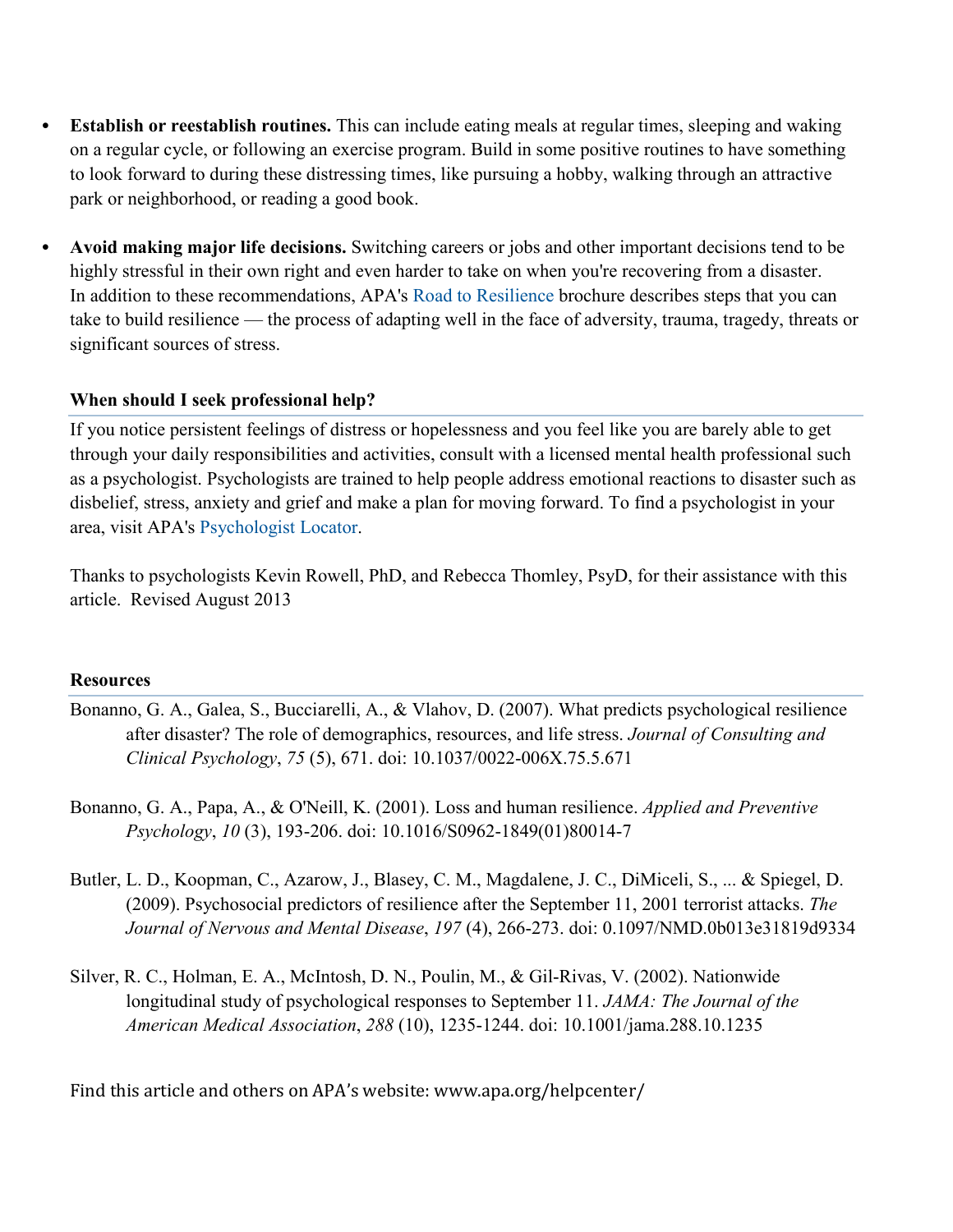- **Establish or reestablish routines.** This can include eating meals at regular times, sleeping and waking on a regular cycle, or following an exercise program. Build in some positive routines to have something to look forward to during these distressing times, like pursuing a hobby, walking through an attractive park or neighborhood, or reading a good book.

- **Avoid making major life decisions.** Switching careers or jobs and other important decisions tend to be highly stressful in their own right and even harder to take on when you're recovering from a disaster.
In addition to these recommendations, APA's Road to Resilience brochure describes steps that you can take to build resilience — the process of adapting well in the face of adversity, trauma, tragedy, threats or significant sources of stress.

**When should I seek professional help?**

If you notice persistent feelings of distress or hopelessness and you feel like you are barely able to get through your daily responsibilities and activities, consult with a licensed mental health professional such as a psychologist. Psychologists are trained to help people address emotional reactions to disaster such as disbelief, stress, anxiety and grief and make a plan for moving forward. To find a psychologist in your area, visit APA's Psychologist Locator.

Thanks to psychologists Kevin Rowell, PhD, and Rebecca Thomley, PsyD, for their assistance with this article. Revised August 2013

**Resources**

Bonanno, G. A., Galea, S., Bucciarelli, A., & Vlahov, D. (2007). What predicts psychological resilience after disaster? The role of demographics, resources, and life stress. *Journal of Consulting and Clinical Psychology*, *75* (5), 671. doi: 10.1037/0022-006X.75.5.671

Bonanno, G. A., Papa, A., & O'Neill, K. (2001). Loss and human resilience. *Applied and Preventive Psychology*, *10* (3), 193-206. doi: 10.1016/S0962-1849(01)80014-7

Butler, L. D., Koopman, C., Azarow, J., Blasey, C. M., Magdalene, J. C., DiMiceli, S., ... & Spiegel, D. (2009). Psychosocial predictors of resilience after the September 11, 2001 terrorist attacks. *The Journal of Nervous and Mental Disease*, *197* (4), 266-273. doi: 0.1097/NMD.0b013e31819d9334

Silver, R. C., Holman, E. A., McIntosh, D. N., Poulin, M., & Gil-Rivas, V. (2002). Nationwide longitudinal study of psychological responses to September 11. *JAMA: The Journal of the American Medical Association*, *288* (10), 1235-1244. doi: 10.1001/jama.288.10.1235

Find this article and others on APA's website: www.apa.org/helpcenter/